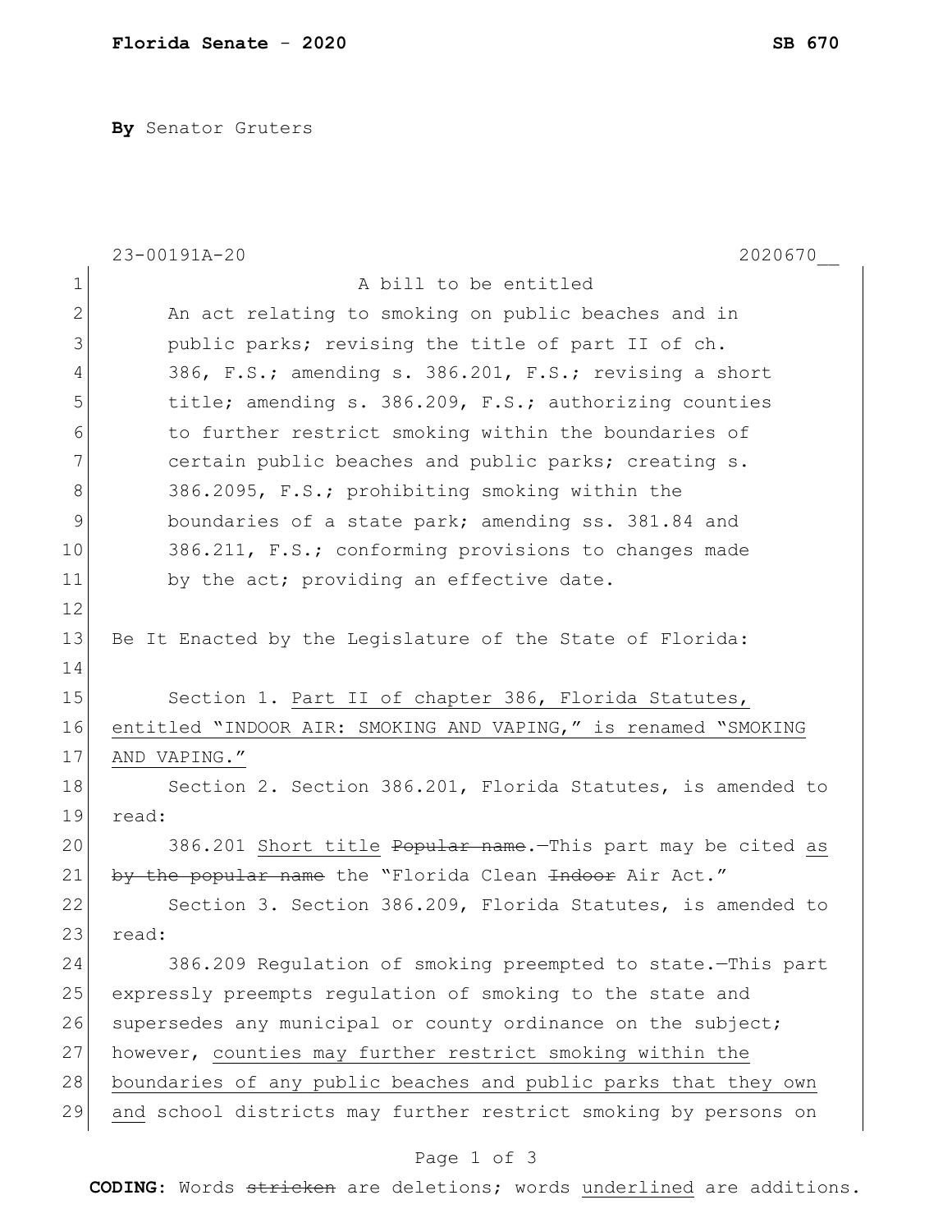**By** Senator Gruters

23-00191A-20 2020670__

A bill to be entitled

An act relating to smoking on public beaches and in public parks; revising the title of part II of ch. 386, F.S.; amending s. 386.201, F.S.; revising a short title; amending s. 386.209, F.S.; authorizing counties to further restrict smoking within the boundaries of certain public beaches and public parks; creating s. 386.2095, F.S.; prohibiting smoking within the boundaries of a state park; amending ss. 381.84 and 386.211, F.S.; conforming provisions to changes made by the act; providing an effective date.

Be It Enacted by the Legislature of the State of Florida:

Section 1. <u>Part II of chapter 386, Florida Statutes, entitled "INDOOR AIR: SMOKING AND VAPING," is renamed "SMOKING AND VAPING."</u>

Section 2. Section 386.201, Florida Statutes, is amended to read:

386.201 <u>Short title</u> ~~Popular name~~.—This part may be cited <u>as</u> ~~by the popular name~~ the "Florida Clean ~~Indoor~~ Air Act."

Section 3. Section 386.209, Florida Statutes, is amended to read:

386.209 Regulation of smoking preempted to state.—This part expressly preempts regulation of smoking to the state and supersedes any municipal or county ordinance on the subject; however, <u>counties may further restrict smoking within the boundaries of any public beaches and public parks that they own and</u> school districts may further restrict smoking by persons on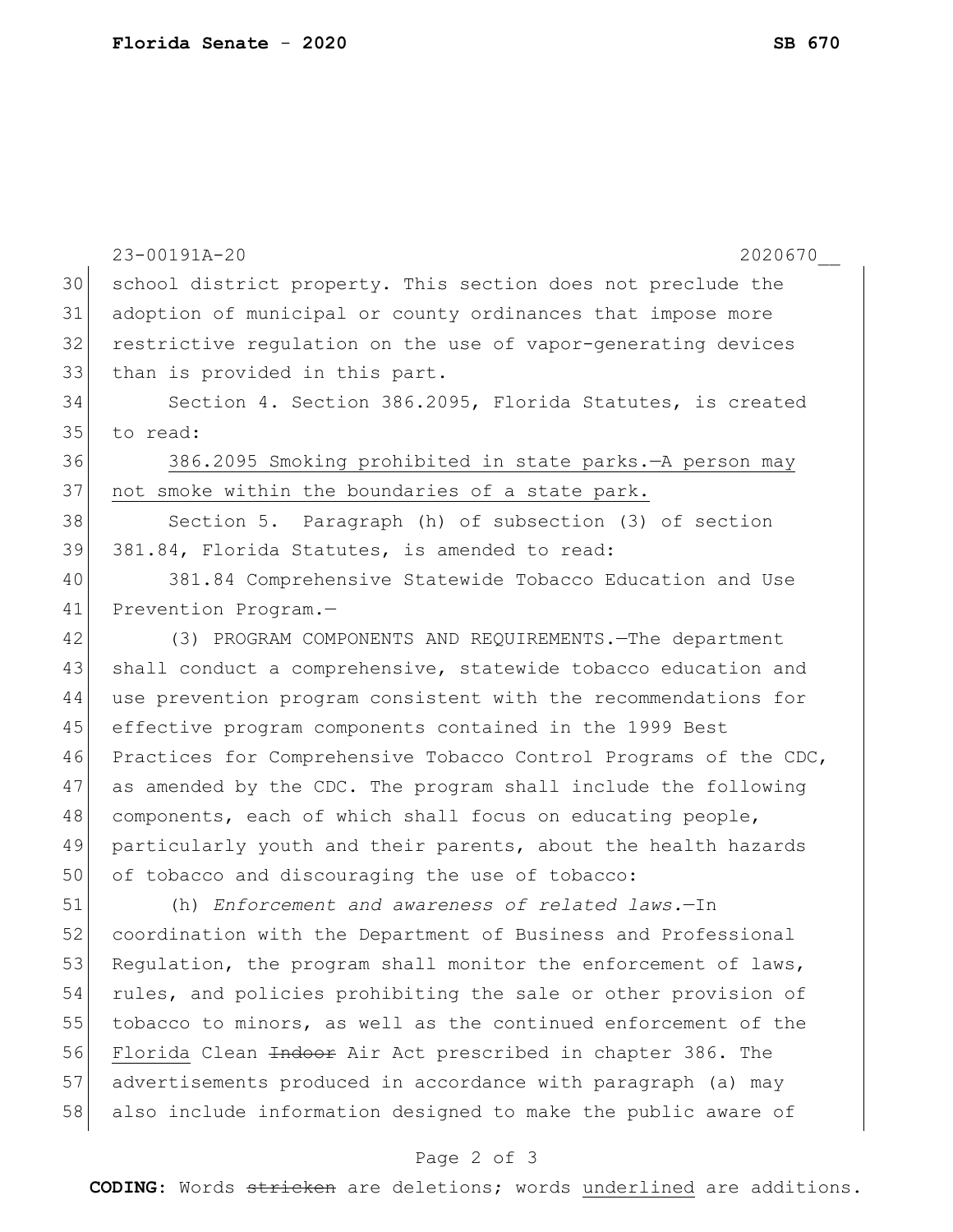school district property. This section does not preclude the adoption of municipal or county ordinances that impose more restrictive regulation on the use of vapor-generating devices than is provided in this part.

Section 4. Section 386.2095, Florida Statutes, is created to read:

<u>386.2095 Smoking prohibited in state parks.—A person may not smoke within the boundaries of a state park.</u>

Section 5. Paragraph (h) of subsection (3) of section 381.84, Florida Statutes, is amended to read:

381.84 Comprehensive Statewide Tobacco Education and Use Prevention Program.—

(3) PROGRAM COMPONENTS AND REQUIREMENTS.—The department shall conduct a comprehensive, statewide tobacco education and use prevention program consistent with the recommendations for effective program components contained in the 1999 Best Practices for Comprehensive Tobacco Control Programs of the CDC, as amended by the CDC. The program shall include the following components, each of which shall focus on educating people, particularly youth and their parents, about the health hazards of tobacco and discouraging the use of tobacco:

(h) *Enforcement and awareness of related laws.*—In coordination with the Department of Business and Professional Regulation, the program shall monitor the enforcement of laws, rules, and policies prohibiting the sale or other provision of tobacco to minors, as well as the continued enforcement of the <u>Florida</u> Clean ~~Indoor~~ Air Act prescribed in chapter 386. The advertisements produced in accordance with paragraph (a) may also include information designed to make the public aware of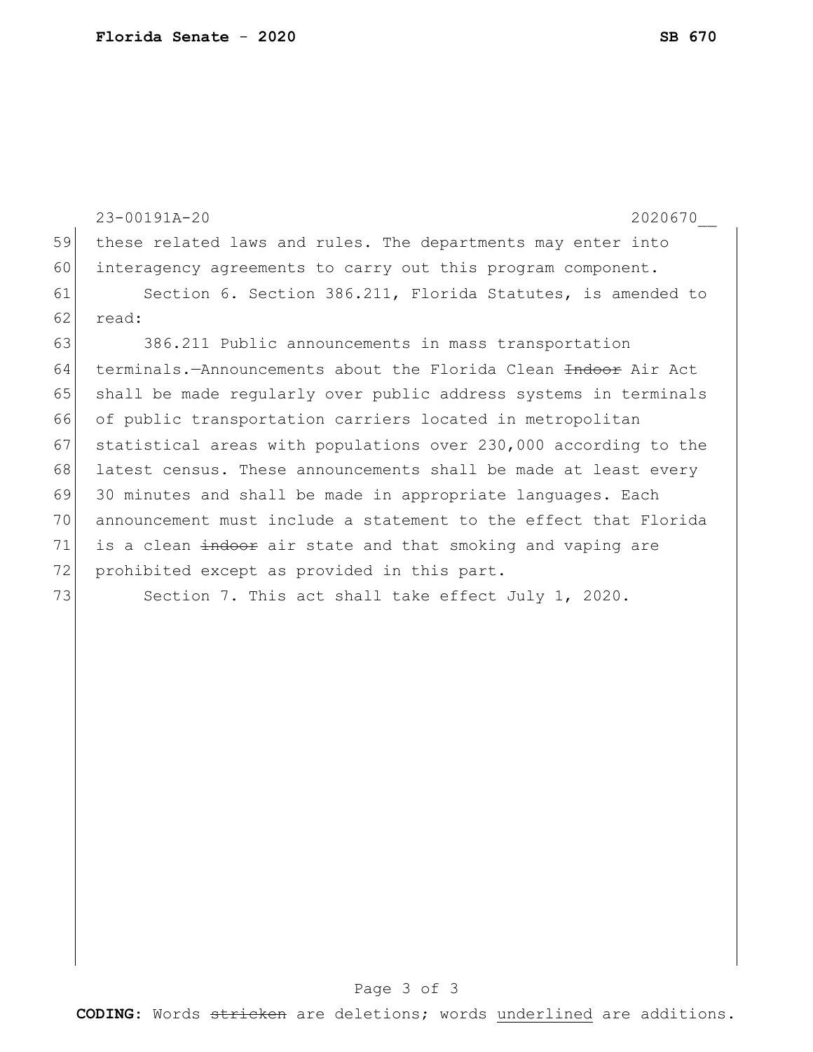23-00191A-20 2020670__

59 these related laws and rules. The departments may enter into
60 interagency agreements to carry out this program component.

61 Section 6. Section 386.211, Florida Statutes, is amended to
62 read:

63 386.211 Public announcements in mass transportation
64 terminals.—Announcements about the Florida Clean ~~Indoor~~ Air Act
65 shall be made regularly over public address systems in terminals
66 of public transportation carriers located in metropolitan
67 statistical areas with populations over 230,000 according to the
68 latest census. These announcements shall be made at least every
69 30 minutes and shall be made in appropriate languages. Each
70 announcement must include a statement to the effect that Florida
71 is a clean ~~indoor~~ air state and that smoking and vaping are
72 prohibited except as provided in this part.

73 Section 7. This act shall take effect July 1, 2020.

**CODING:** Words ~~stricken~~ are deletions; words <u>underlined</u> are additions.